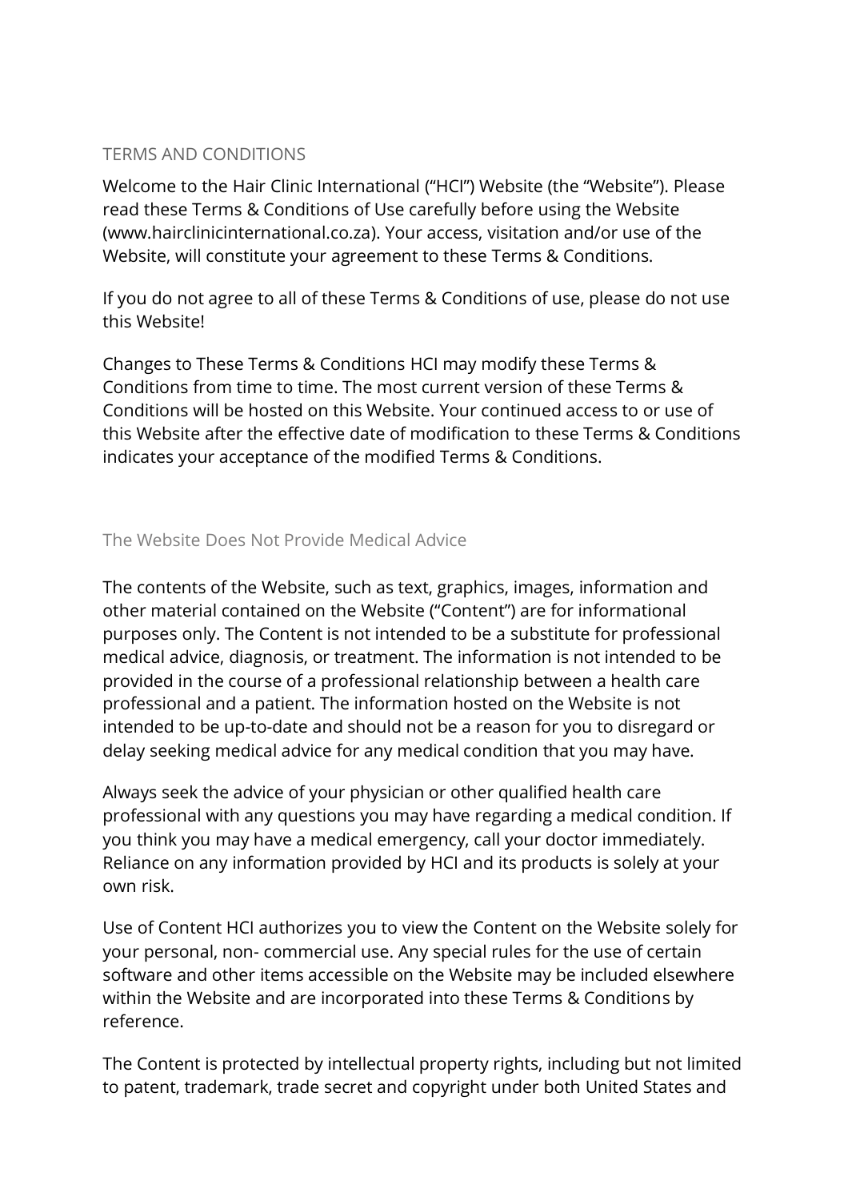# TERMS AND CONDITIONS

Welcome to the Hair Clinic International ("HCI") Website (the "Website"). Please read these Terms & Conditions of Use carefully before using the Website (www.hairclinicinternational.co.za). Your access, visitation and/or use of the Website, will constitute your agreement to these Terms & Conditions.

If you do not agree to all of these Terms & Conditions of use, please do not use this Website!

Changes to These Terms & Conditions HCI may modify these Terms & Conditions from time to time. The most current version of these Terms & Conditions will be hosted on this Website. Your continued access to or use of this Website after the effective date of modification to these Terms & Conditions indicates your acceptance of the modified Terms & Conditions.

## The Website Does Not Provide Medical Advice

The contents of the Website, such as text, graphics, images, information and other material contained on the Website ("Content") are for informational purposes only. The Content is not intended to be a substitute for professional medical advice, diagnosis, or treatment. The information is not intended to be provided in the course of a professional relationship between a health care professional and a patient. The information hosted on the Website is not intended to be up-to-date and should not be a reason for you to disregard or delay seeking medical advice for any medical condition that you may have.

Always seek the advice of your physician or other qualified health care professional with any questions you may have regarding a medical condition. If you think you may have a medical emergency, call your doctor immediately. Reliance on any information provided by HCI and its products is solely at your own risk.

Use of Content HCI authorizes you to view the Content on the Website solely for your personal, non- commercial use. Any special rules for the use of certain software and other items accessible on the Website may be included elsewhere within the Website and are incorporated into these Terms & Conditions by reference.

The Content is protected by intellectual property rights, including but not limited to patent, trademark, trade secret and copyright under both United States and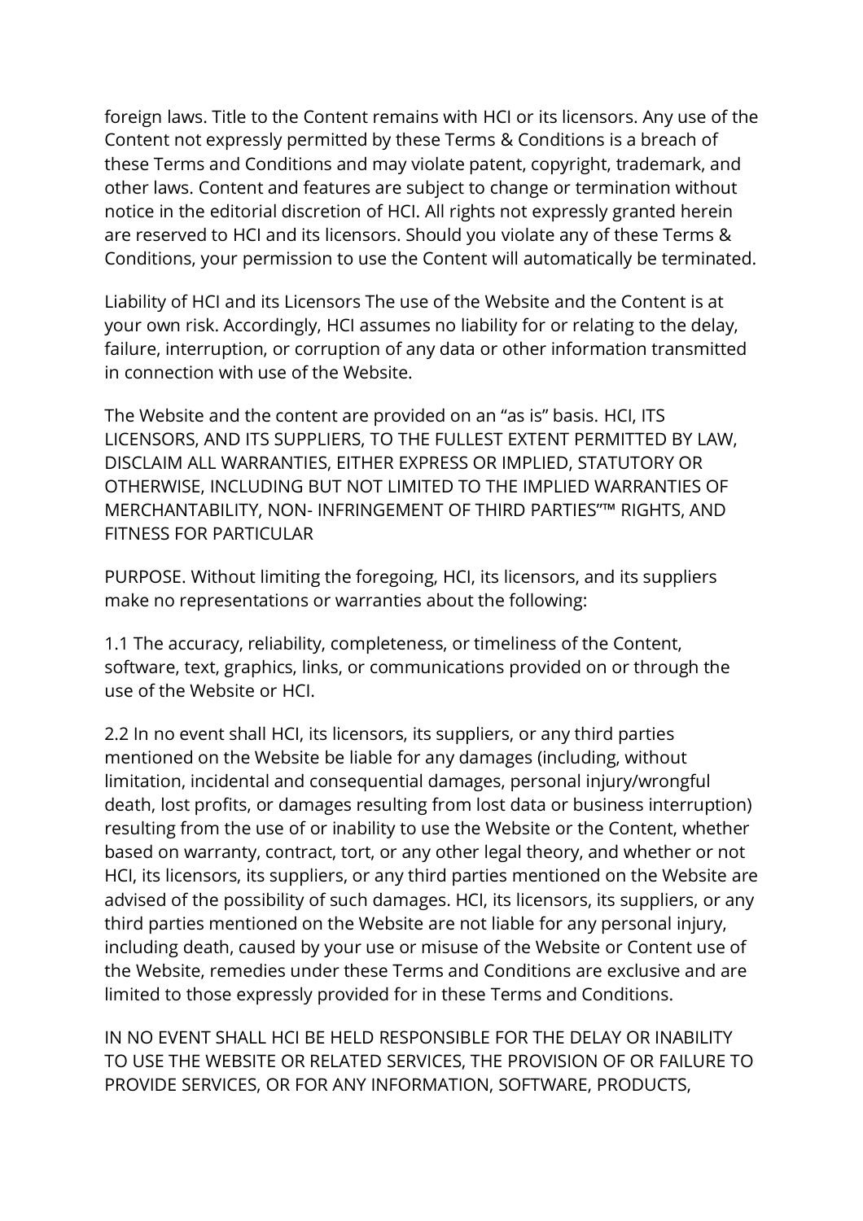foreign laws. Title to the Content remains with HCI or its licensors. Any use of the Content not expressly permitted by these Terms & Conditions is a breach of these Terms and Conditions and may violate patent, copyright, trademark, and other laws. Content and features are subject to change or termination without notice in the editorial discretion of HCI. All rights not expressly granted herein are reserved to HCI and its licensors. Should you violate any of these Terms & Conditions, your permission to use the Content will automatically be terminated.

Liability of HCI and its Licensors The use of the Website and the Content is at your own risk. Accordingly, HCI assumes no liability for or relating to the delay, failure, interruption, or corruption of any data or other information transmitted in connection with use of the Website.

The Website and the content are provided on an "as is" basis. HCI, ITS LICENSORS, AND ITS SUPPLIERS, TO THE FULLEST EXTENT PERMITTED BY LAW, DISCLAIM ALL WARRANTIES, EITHER EXPRESS OR IMPLIED, STATUTORY OR OTHERWISE, INCLUDING BUT NOT LIMITED TO THE IMPLIED WARRANTIES OF MERCHANTABILITY, NON- INFRINGEMENT OF THIRD PARTIES"™ RIGHTS, AND FITNESS FOR PARTICULAR

PURPOSE. Without limiting the foregoing, HCI, its licensors, and its suppliers make no representations or warranties about the following:

1.1 The accuracy, reliability, completeness, or timeliness of the Content, software, text, graphics, links, or communications provided on or through the use of the Website or HCI.

2.2 In no event shall HCI, its licensors, its suppliers, or any third parties mentioned on the Website be liable for any damages (including, without limitation, incidental and consequential damages, personal injury/wrongful death, lost profits, or damages resulting from lost data or business interruption) resulting from the use of or inability to use the Website or the Content, whether based on warranty, contract, tort, or any other legal theory, and whether or not HCI, its licensors, its suppliers, or any third parties mentioned on the Website are advised of the possibility of such damages. HCI, its licensors, its suppliers, or any third parties mentioned on the Website are not liable for any personal injury, including death, caused by your use or misuse of the Website or Content use of the Website, remedies under these Terms and Conditions are exclusive and are limited to those expressly provided for in these Terms and Conditions.

IN NO EVENT SHALL HCI BE HELD RESPONSIBLE FOR THE DELAY OR INABILITY TO USE THE WEBSITE OR RELATED SERVICES, THE PROVISION OF OR FAILURE TO PROVIDE SERVICES, OR FOR ANY INFORMATION, SOFTWARE, PRODUCTS,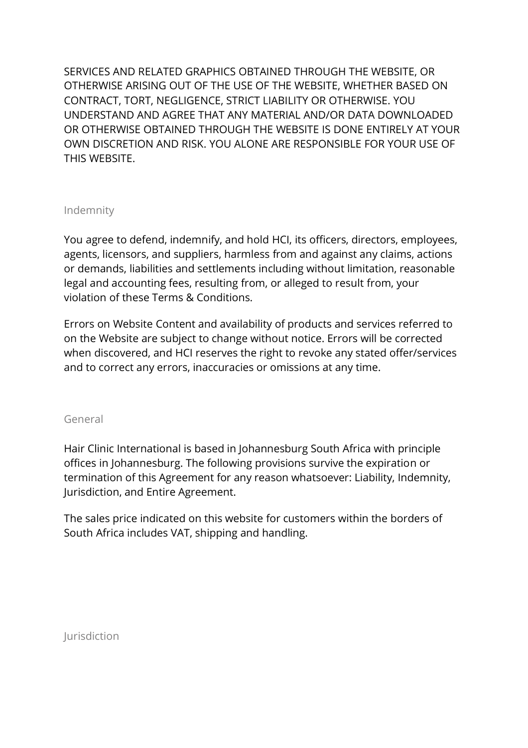SERVICES AND RELATED GRAPHICS OBTAINED THROUGH THE WEBSITE, OR OTHERWISE ARISING OUT OF THE USE OF THE WEBSITE, WHETHER BASED ON CONTRACT, TORT, NEGLIGENCE, STRICT LIABILITY OR OTHERWISE. YOU UNDERSTAND AND AGREE THAT ANY MATERIAL AND/OR DATA DOWNLOADED OR OTHERWISE OBTAINED THROUGH THE WEBSITE IS DONE ENTIRELY AT YOUR OWN DISCRETION AND RISK. YOU ALONE ARE RESPONSIBLE FOR YOUR USE OF THIS WEBSITE.

## Indemnity

You agree to defend, indemnify, and hold HCI, its officers, directors, employees, agents, licensors, and suppliers, harmless from and against any claims, actions or demands, liabilities and settlements including without limitation, reasonable legal and accounting fees, resulting from, or alleged to result from, your violation of these Terms & Conditions.

Errors on Website Content and availability of products and services referred to on the Website are subject to change without notice. Errors will be corrected when discovered, and HCI reserves the right to revoke any stated offer/services and to correct any errors, inaccuracies or omissions at any time.

## General

Hair Clinic International is based in Johannesburg South Africa with principle offices in Johannesburg. The following provisions survive the expiration or termination of this Agreement for any reason whatsoever: Liability, Indemnity, Jurisdiction, and Entire Agreement.

The sales price indicated on this website for customers within the borders of South Africa includes VAT, shipping and handling.

## Jurisdiction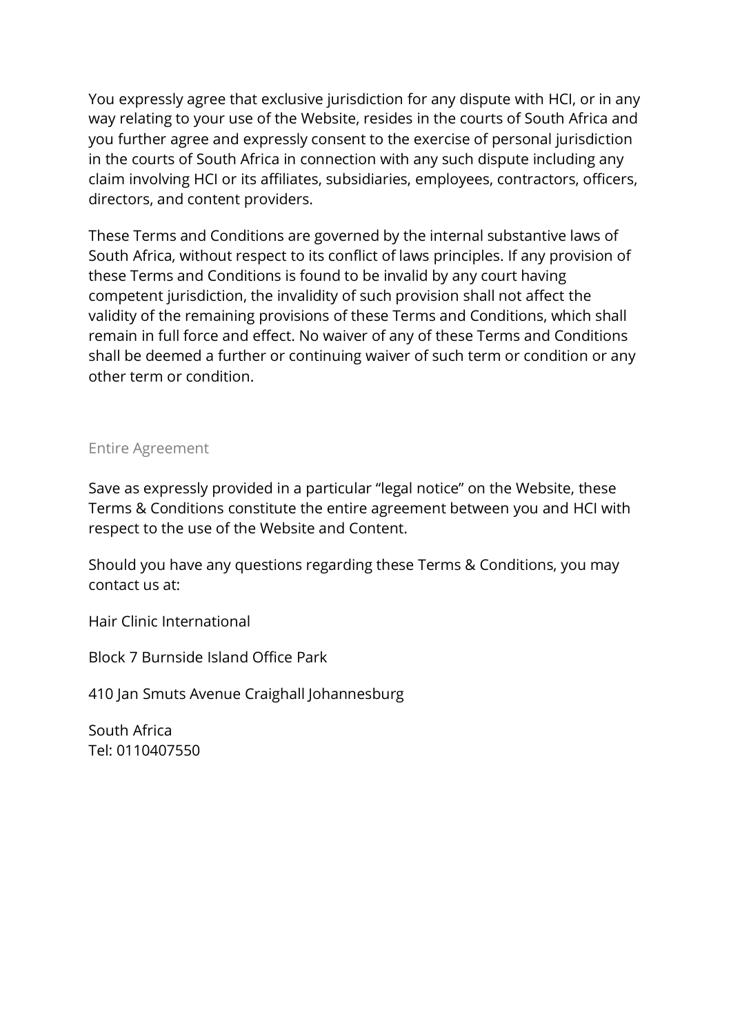You expressly agree that exclusive jurisdiction for any dispute with HCI, or in any way relating to your use of the Website, resides in the courts of South Africa and you further agree and expressly consent to the exercise of personal jurisdiction in the courts of South Africa in connection with any such dispute including any claim involving HCI or its affiliates, subsidiaries, employees, contractors, officers, directors, and content providers.

These Terms and Conditions are governed by the internal substantive laws of South Africa, without respect to its conflict of laws principles. If any provision of these Terms and Conditions is found to be invalid by any court having competent jurisdiction, the invalidity of such provision shall not affect the validity of the remaining provisions of these Terms and Conditions, which shall remain in full force and effect. No waiver of any of these Terms and Conditions shall be deemed a further or continuing waiver of such term or condition or any other term or condition.

## Entire Agreement

Save as expressly provided in a particular "legal notice" on the Website, these Terms & Conditions constitute the entire agreement between you and HCI with respect to the use of the Website and Content.

Should you have any questions regarding these Terms & Conditions, you may contact us at:

Hair Clinic International

Block 7 Burnside Island Office Park

410 Jan Smuts Avenue Craighall Johannesburg

South Africa
Tel: 0110407550